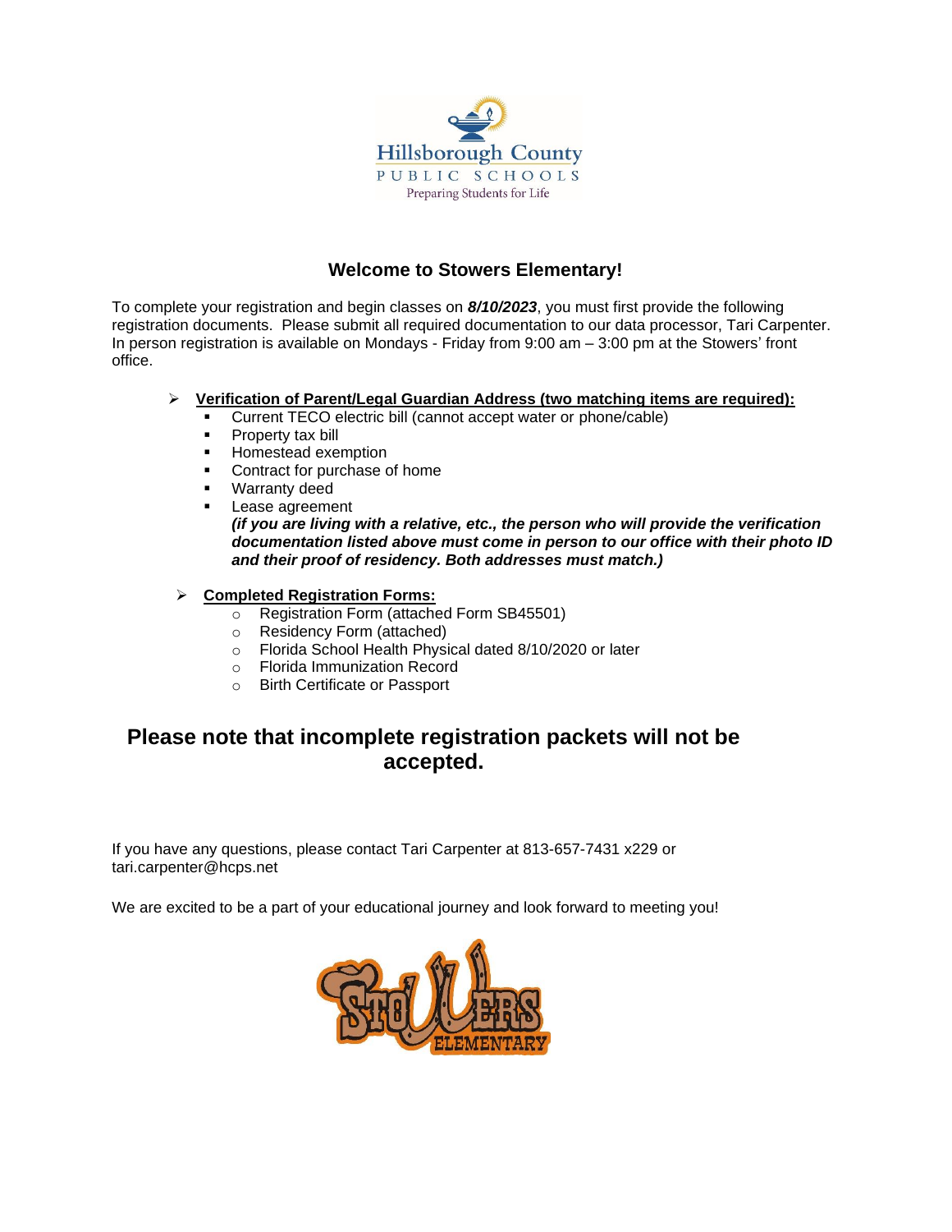Hillsborough County

PUBLIC SCHOOLS

Preparing Students for Life

## Welcome to Stowers Elementary!

To complete your registration and begin classes on ***8/10/2023***, you must first provide the following registration documents. Please submit all required documentation to our data processor, Tari Carpenter. In person registration is available on Mondays - Friday from 9:00 am – 3:00 pm at the Stowers' front office.

- **Verification of Parent/Legal Guardian Address (two matching items are required):**
  - Current TECO electric bill (cannot accept water or phone/cable)
  - Property tax bill
  - Homestead exemption
  - Contract for purchase of home
  - Warranty deed
  - Lease agreement

    ***(if you are living with a relative, etc., the person who will provide the verification documentation listed above must come in person to our office with their photo ID and their proof of residency. Both addresses must match.)***

- **Completed Registration Forms:**
  - Registration Form (attached Form SB45501)
  - Residency Form (attached)
  - Florida School Health Physical dated 8/10/2020 or later
  - Florida Immunization Record
  - Birth Certificate or Passport

## Please note that incomplete registration packets will not be accepted.

If you have any questions, please contact Tari Carpenter at 813-657-7431 x229 or tari.carpenter@hcps.net

We are excited to be a part of your educational journey and look forward to meeting you!

STOWERS ELEMENTARY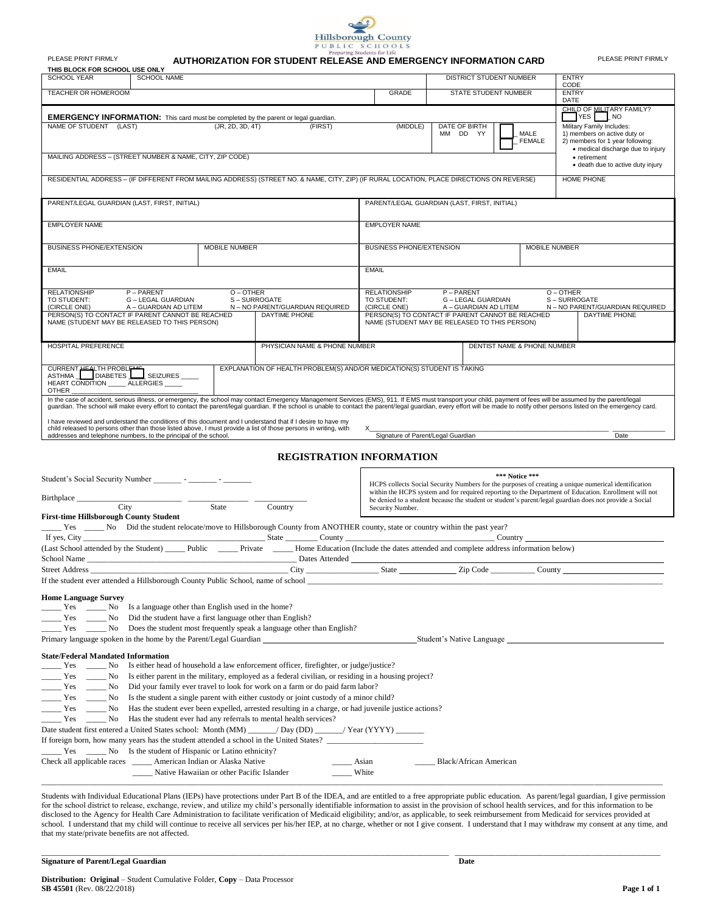Hillsborough County
PUBLIC SCHOOLS
Preparing Students for Life

PLEASE PRINT FIRMLY **AUTHORIZATION FOR STUDENT RELEASE AND EMERGENCY INFORMATION CARD** PLEASE PRINT FIRMLY

**THIS BLOCK FOR SCHOOL USE ONLY**

| SCHOOL YEAR | SCHOOL NAME | | DISTRICT STUDENT NUMBER | ENTRY CODE |
|---|---|---|---|---|
| TEACHER OR HOMEROOM | | GRADE | STATE STUDENT NUMBER | ENTRY DATE |

**EMERGENCY INFORMATION:** This card must be completed by the parent or legal guardian.

CHILD OF MILITARY FAMILY? ☐ YES ☐ NO

Military Family Includes:
1) members on active duty or
2) members for 1 year following:
- medical discharge due to injury
- retirement
- death due to active duty injury

| NAME OF STUDENT (LAST) | (JR, 2D, 3D, 4T) | (FIRST) | (MIDDLE) | DATE OF BIRTH MM DD YY | ☐ MALE ☐ FEMALE |
|---|---|---|---|---|---|
| MAILING ADDRESS – (STREET NUMBER & NAME, CITY, ZIP CODE) | | | | | |
| RESIDENTIAL ADDRESS – (IF DIFFERENT FROM MAILING ADDRESS) (STREET NO. & NAME, CITY, ZIP) (IF RURAL LOCATION, PLACE DIRECTIONS ON REVERSE) | | | | | HOME PHONE |

| PARENT/LEGAL GUARDIAN (LAST, FIRST, INITIAL) | | PARENT/LEGAL GUARDIAN (LAST, FIRST, INITIAL) | |
|---|---|---|---|
| EMPLOYER NAME | | EMPLOYER NAME | |
| BUSINESS PHONE/EXTENSION | MOBILE NUMBER | BUSINESS PHONE/EXTENSION | MOBILE NUMBER |
| EMAIL | | EMAIL | |
| RELATIONSHIP TO STUDENT: (CIRCLE ONE) P – PARENT G – LEGAL GUARDIAN A – GUARDIAN AD LITEM O – OTHER S – SURROGATE N – NO PARENT/GUARDIAN REQUIRED | | RELATIONSHIP TO STUDENT: (CIRCLE ONE) P – PARENT G – LEGAL GUARDIAN A – GUARDIAN AD LITEM O – OTHER S – SURROGATE N – NO PARENT/GUARDIAN REQUIRED | |
| PERSON(S) TO CONTACT IF PARENT CANNOT BE REACHED NAME (STUDENT MAY BE RELEASED TO THIS PERSON) | DAYTIME PHONE | PERSON(S) TO CONTACT IF PARENT CANNOT BE REACHED NAME (STUDENT MAY BE RELEASED TO THIS PERSON) | DAYTIME PHONE |

| HOSPITAL PREFERENCE | PHYSICIAN NAME & PHONE NUMBER | DENTIST NAME & PHONE NUMBER |
|---|---|---|

| CURRENT HEALTH PROBLEMS ASTHMA ☐ DIABETES ☐ SEIZURES _____ HEART CONDITION _____ ALLERGIES _____ OTHER ____________________ | EXPLANATION OF HEALTH PROBLEM(S) AND/OR MEDICATION(S) STUDENT IS TAKING |
|---|---|

In the case of accident, serious illness, or emergency, the school may contact Emergency Management Services (EMS), 911. If EMS must transport your child, payment of fees will be assumed by the parent/legal guardian. The school will make every effort to contact the parent/legal guardian. If the school is unable to contact the parent/legal guardian, every effort will be made to notify other persons listed on the emergency card.

I have reviewed and understand the conditions of this document and I understand that if I desire to have my child released to persons other than those listed above, I must provide a list of those persons in writing, with addresses and telephone numbers, to the principal of the school.

X__________________________________________ ______________
Signature of Parent/Legal Guardian Date

## REGISTRATION INFORMATION

Student's Social Security Number _______ - _______ - _______

> *** Notice ***
> HCPS collects Social Security Numbers for the purposes of creating a unique numerical identification within the HCPS system and for required reporting to the Department of Education. Enrollment will not be denied to a student because the student or student's parent/legal guardian does not provide a Social Security Number.

Birthplace ______________________ ______________ ____________
City State Country

**First-time Hillsborough County Student**

_____ Yes _____ No Did the student relocate/move to Hillsborough County from ANOTHER county, state or country within the past year?

If yes, City ______________________ State ________ County ______________________ Country ______________

(Last School attended by the Student) _____ Public _____ Private _____ Home Education (Include the dates attended and complete address information below)

School Name ______________________ Dates Attended ______________________

Street Address ______________________ City ______________ State __________ Zip Code __________ County ______________

If the student ever attended a Hillsborough County Public School, name of school ______________________

**Home Language Survey**

_____ Yes _____ No Is a language other than English used in the home?
_____ Yes _____ No Did the student have a first language other than English?
_____ Yes _____ No Does the student most frequently speak a language other than English?

Primary language spoken in the home by the Parent/Legal Guardian ______________________ Student's Native Language ______________________

**State/Federal Mandated Information**

_____ Yes _____ No Is either head of household a law enforcement officer, firefighter, or judge/justice?
_____ Yes _____ No Is either parent in the military, employed as a federal civilian, or residing in a housing project?
_____ Yes _____ No Did your family ever travel to look for work on a farm or do paid farm labor?
_____ Yes _____ No Is the student a single parent with either custody or joint custody of a minor child?
_____ Yes _____ No Has the student ever been expelled, arrested resulting in a charge, or had juvenile justice actions?
_____ Yes _____ No Has the student ever had any referrals to mental health services?

Date student first entered a United States school: Month (MM) _______/ Day (DD) _______/ Year (YYYY) _______

If foreign born, how many years has the student attended a school in the United States? ______________________

_____ Yes _____ No Is the student of Hispanic or Latino ethnicity?

Check all applicable races _____ American Indian or Alaska Native _____ Asian _____ Black/African American
_____ Native Hawaiian or other Pacific Islander _____ White

Students with Individual Educational Plans (IEPs) have protections under Part B of the IDEA, and are entitled to a free appropriate public education. As parent/legal guardian, I give permission for the school district to release, exchange, review, and utilize my child's personally identifiable information to assist in the provision of school health services, and for this information to be disclosed to the Agency for Health Care Administration to facilitate verification of Medicaid eligibility; and/or, as applicable, to seek reimbursement from Medicaid for services provided at school. I understand that my child will continue to receive all services per his/her IEP, at no charge, whether or not I give consent. I understand that I may withdraw my consent at any time, and that my state/private benefits are not affected.

______________________________________________ ______________________
**Signature of Parent/Legal Guardian** **Date**

**Distribution: Original** – Student Cumulative Folder, **Copy** – Data Processor
**SB 45501** (Rev. 08/22/2018)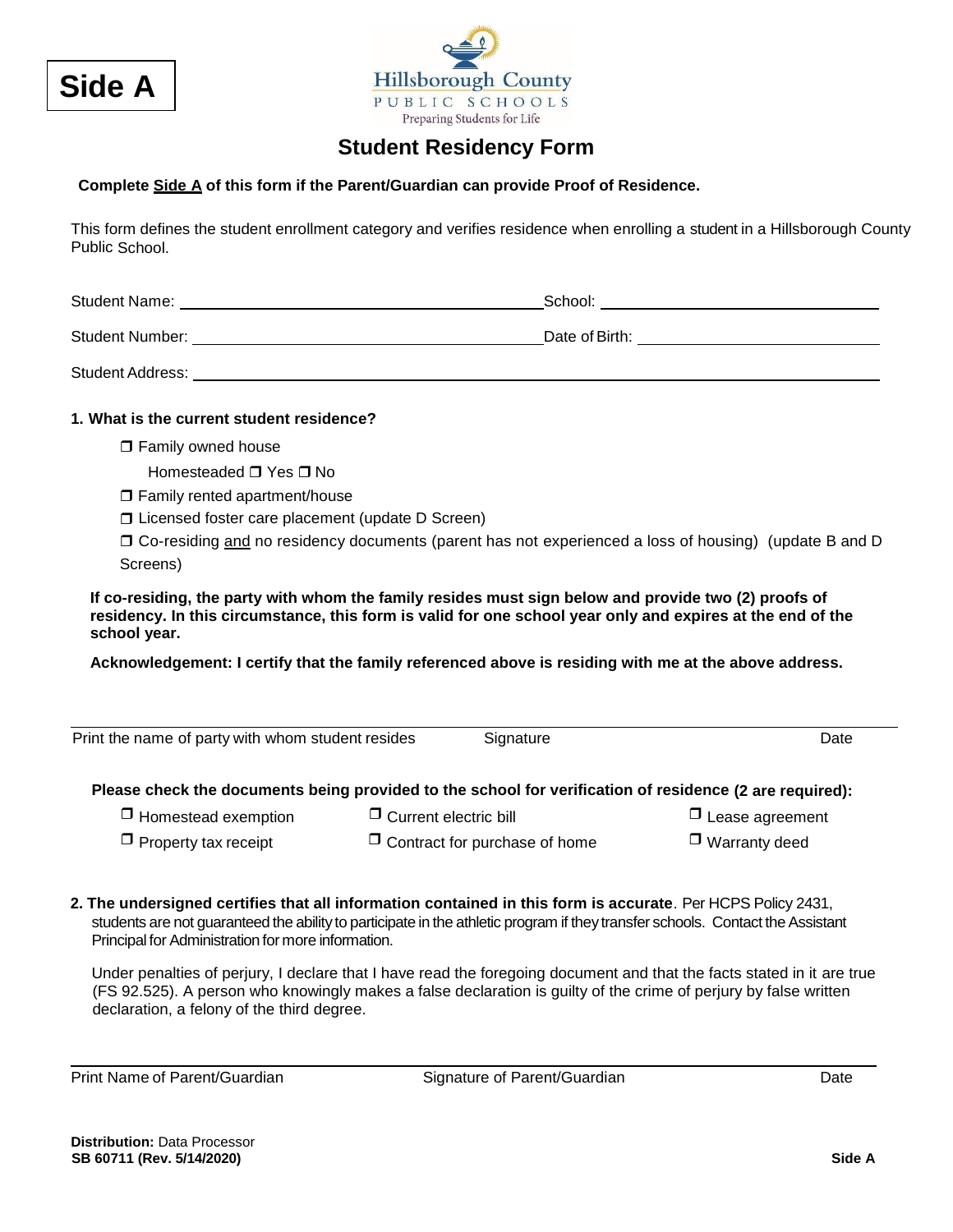**Side A**

Hillsborough County PUBLIC SCHOOLS Preparing Students for Life

# Student Residency Form

**Complete Side A of this form if the Parent/Guardian can provide Proof of Residence.**

This form defines the student enrollment category and verifies residence when enrolling a student in a Hillsborough County Public School.

Student Name: ______________________________ School: ______________________________

Student Number: ______________________________ Date of Birth: ______________________________

Student Address: ____________________________________________________________

**1. What is the current student residence?**

- ❒ Family owned house
  - Homesteaded ❒ Yes ❒ No
- ❒ Family rented apartment/house
- ❒ Licensed foster care placement (update D Screen)
- ❒ Co-residing and no residency documents (parent has not experienced a loss of housing) (update B and D Screens)

**If co-residing, the party with whom the family resides must sign below and provide two (2) proofs of residency. In this circumstance, this form is valid for one school year only and expires at the end of the school year.**

**Acknowledgement: I certify that the family referenced above is residing with me at the above address.**

______________________________________________________________________

Print the name of party with whom student resides    Signature    Date

**Please check the documents being provided to the school for verification of residence (2 are required):**

| | | |
|---|---|---|
| ❒ Homestead exemption | ❒ Current electric bill | ❒ Lease agreement |
| ❒ Property tax receipt | ❒ Contract for purchase of home | ❒ Warranty deed |

**2. The undersigned certifies that all information contained in this form is accurate**. Per HCPS Policy 2431, students are not guaranteed the ability to participate in the athletic program if they transfer schools. Contact the Assistant Principal for Administration for more information.

Under penalties of perjury, I declare that I have read the foregoing document and that the facts stated in it are true (FS 92.525). A person who knowingly makes a false declaration is guilty of the crime of perjury by false written declaration, a felony of the third degree.

______________________________________________________________________

Print Name of Parent/Guardian    Signature of Parent/Guardian    Date

**Distribution:** Data Processor
**SB 60711 (Rev. 5/14/2020)**    **Side A**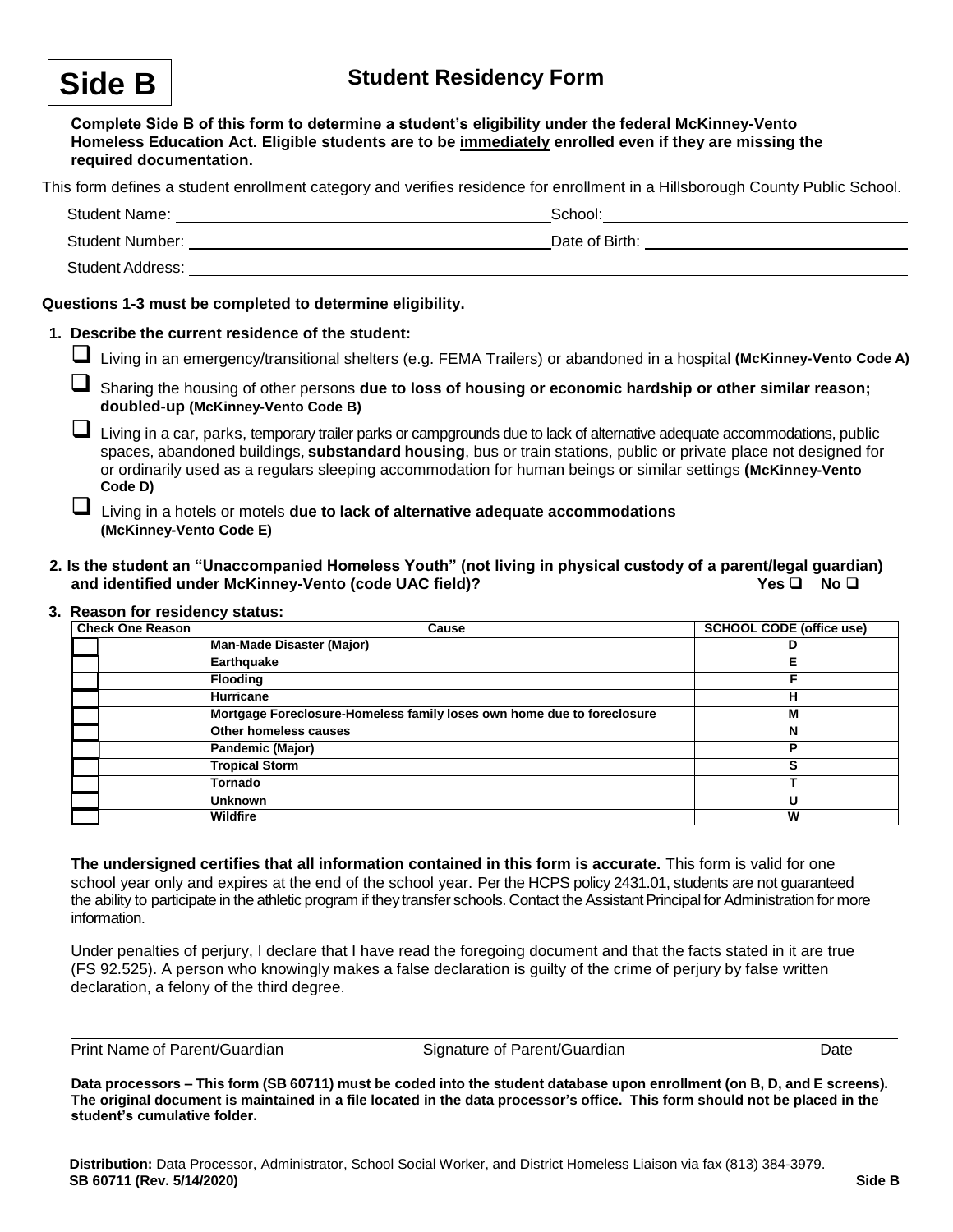# Side B

## Student Residency Form

**Complete Side B of this form to determine a student's eligibility under the federal McKinney-Vento Homeless Education Act. Eligible students are to be immediately enrolled even if they are missing the required documentation.**

This form defines a student enrollment category and verifies residence for enrollment in a Hillsborough County Public School.

Student Name: ______________________________ School: ______________________________

Student Number: ______________________________ Date of Birth: ______________________________

Student Address: ______________________________

**Questions 1-3 must be completed to determine eligibility.**

**1. Describe the current residence of the student:**

- ☐ Living in an emergency/transitional shelters (e.g. FEMA Trailers) or abandoned in a hospital **(McKinney-Vento Code A)**
- ☐ Sharing the housing of other persons **due to loss of housing or economic hardship or other similar reason; doubled-up (McKinney-Vento Code B)**
- ☐ Living in a car, parks, temporary trailer parks or campgrounds due to lack of alternative adequate accommodations, public spaces, abandoned buildings, **substandard housing**, bus or train stations, public or private place not designed for or ordinarily used as a regulars sleeping accommodation for human beings or similar settings **(McKinney-Vento Code D)**
- ☐ Living in a hotels or motels **due to lack of alternative adequate accommodations (McKinney-Vento Code E)**

**2. Is the student an "Unaccompanied Homeless Youth" (not living in physical custody of a parent/legal guardian) and identified under McKinney-Vento (code UAC field)?** **Yes ☐ No ☐**

**3. Reason for residency status:**

| Check One Reason | Cause | SCHOOL CODE (office use) |
|---|---|---|
| ☐ | **Man-Made Disaster (Major)** | **D** |
| ☐ | **Earthquake** | **E** |
| ☐ | **Flooding** | **F** |
| ☐ | **Hurricane** | **H** |
| ☐ | **Mortgage Foreclosure-Homeless family loses own home due to foreclosure** | **M** |
| ☐ | **Other homeless causes** | **N** |
| ☐ | **Pandemic (Major)** | **P** |
| ☐ | **Tropical Storm** | **S** |
| ☐ | **Tornado** | **T** |
| ☐ | **Unknown** | **U** |
| ☐ | **Wildfire** | **W** |

**The undersigned certifies that all information contained in this form is accurate.** This form is valid for one school year only and expires at the end of the school year. Per the HCPS policy 2431.01, students are not guaranteed the ability to participate in the athletic program if they transfer schools. Contact the Assistant Principal for Administration for more information.

Under penalties of perjury, I declare that I have read the foregoing document and that the facts stated in it are true (FS 92.525). A person who knowingly makes a false declaration is guilty of the crime of perjury by false written declaration, a felony of the third degree.

______________________________________________________________________

Print Name of Parent/Guardian    Signature of Parent/Guardian    Date

**Data processors – This form (SB 60711) must be coded into the student database upon enrollment (on B, D, and E screens). The original document is maintained in a file located in the data processor's office. This form should not be placed in the student's cumulative folder.**

**Distribution:** Data Processor, Administrator, School Social Worker, and District Homeless Liaison via fax (813) 384-3979.

**SB 60711 (Rev. 5/14/2020)** **Side B**